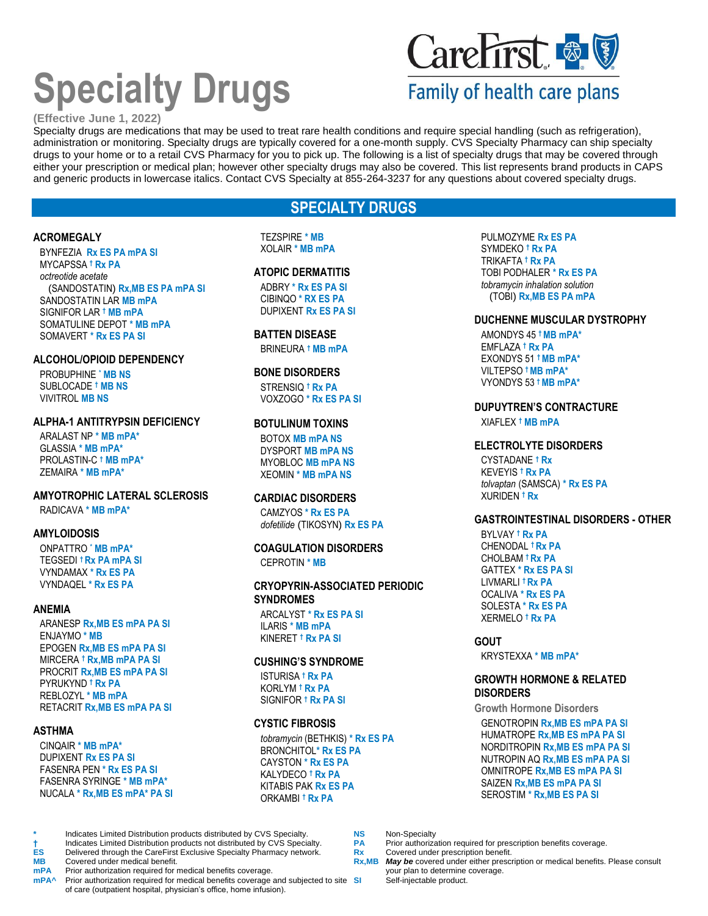# Specialty Drugs

CareFirst — Family of health care plans

**(Effective June 1, 2022)**

Specialty drugs are medications that may be used to treat rare health conditions and require special handling (such as refrigeration), administration or monitoring. Specialty drugs are typically covered for a one-month supply. CVS Specialty Pharmacy can ship specialty drugs to your home or to a retail CVS Pharmacy for you to pick up. The following is a list of specialty drugs that may be covered through either your prescription or medical plan; however other specialty drugs may also be covered. This list represents brand products in CAPS and generic products in lowercase italics. Contact CVS Specialty at 855-264-3237 for any questions about covered specialty drugs.

## SPECIALTY DRUGS

### ACROMEGALY
- BYNFEZIA **Rx ES PA mPA SI**
- MYCAPSSA † **Rx PA**
- *octreotide acetate* (SANDOSTATIN) **Rx,MB ES PA mPA SI**
- SANDOSTATIN LAR **MB mPA**
- SIGNIFOR LAR † **MB mPA**
- SOMATULINE DEPOT * **MB mPA**
- SOMAVERT * **Rx ES PA SI**

### ALCOHOL/OPIOID DEPENDENCY
- PROBUPHINE * **MB NS**
- SUBLOCADE † **MB NS**
- VIVITROL **MB NS**

### ALPHA-1 ANTITRYPSIN DEFICIENCY
- ARALAST NP * **MB mPA***
- GLASSIA * **MB mPA***
- PROLASTIN-C † **MB mPA***
- ZEMAIRA * **MB mPA***

### AMYOTROPHIC LATERAL SCLEROSIS
- RADICAVA * **MB mPA***

### AMYLOIDOSIS
- ONPATTRO * **MB mPA***
- TEGSEDI † **Rx PA mPA SI**
- VYNDAMAX * **Rx ES PA**
- VYNDAQEL * **Rx ES PA**

### ANEMIA
- ARANESP **Rx,MB ES mPA PA SI**
- ENJAYMO * **MB**
- EPOGEN **Rx,MB ES mPA PA SI**
- MIRCERA † **Rx,MB mPA PA SI**
- PROCRIT **Rx,MB ES mPA PA SI**
- PYRUKYND † **Rx PA**
- REBLOZYL * **MB mPA**
- RETACRIT **Rx,MB ES mPA PA SI**

### ASTHMA
- CINQAIR * **MB mPA***
- DUPIXENT **Rx ES PA SI**
- FASENRA PEN * **Rx ES PA SI**
- FASENRA SYRINGE * **MB mPA***
- NUCALA * **Rx,MB ES mPA* PA SI**
- TEZSPIRE * **MB**
- XOLAIR * **MB mPA**

### ATOPIC DERMATITIS
- ADBRY * **Rx ES PA SI**
- CIBINQO * **RX ES PA**
- DUPIXENT **Rx ES PA SI**

### BATTEN DISEASE
- BRINEURA † **MB mPA**

### BONE DISORDERS
- STRENSIQ † **Rx PA**
- VOXZOGO * **Rx ES PA SI**

### BOTULINUM TOXINS
- BOTOX **MB mPA NS**
- DYSPORT **MB mPA NS**
- MYOBLOC **MB mPA NS**
- XEOMIN * **MB mPA NS**

### CARDIAC DISORDERS
- CAMZYOS * **Rx ES PA**
- *dofetilide* (TIKOSYN) **Rx ES PA**

### COAGULATION DISORDERS
- CEPROTIN * **MB**

### CRYOPYRIN-ASSOCIATED PERIODIC SYNDROMES
- ARCALYST * **Rx ES PA SI**
- ILARIS * **MB mPA**
- KINERET † **Rx PA SI**

### CUSHING'S SYNDROME
- ISTURISA † **Rx PA**
- KORLYM † **Rx PA**
- SIGNIFOR † **Rx PA SI**

### CYSTIC FIBROSIS
- *tobramycin* (BETHKIS) * **Rx ES PA**
- BRONCHITOL* **Rx ES PA**
- CAYSTON * **Rx ES PA**
- KALYDECO † **Rx PA**
- KITABIS PAK **Rx ES PA**
- ORKAMBI † **Rx PA**
- PULMOZYME **Rx ES PA**
- SYMDEKO † **Rx PA**
- TRIKAFTA † **Rx PA**
- TOBI PODHALER * **Rx ES PA**
- *tobramycin inhalation solution* (TOBI) **Rx,MB ES PA mPA**

### DUCHENNE MUSCULAR DYSTROPHY
- AMONDYS 45 † **MB mPA***
- EMFLAZA † **Rx PA**
- EXONDYS 51 † **MB mPA***
- VILTEPSO † **MB mPA***
- VYONDYS 53 † **MB mPA***

### DUPUYTREN'S CONTRACTURE
- XIAFLEX † **MB mPA**

### ELECTROLYTE DISORDERS
- CYSTADANE † **Rx**
- KEVEYIS † **Rx PA**
- *tolvaptan* (SAMSCA) * **Rx ES PA**
- XURIDEN † **Rx**

### GASTROINTESTINAL DISORDERS - OTHER
- BYLVAY † **Rx PA**
- CHENODAL † **Rx PA**
- CHOLBAM † **Rx PA**
- GATTEX * **Rx ES PA SI**
- LIVMARLI † **Rx PA**
- OCALIVA * **Rx ES PA**
- SOLESTA * **Rx ES PA**
- XERMELO † **Rx PA**

### GOUT
- KRYSTEXXA * **MB mPA***

### GROWTH HORMONE & RELATED DISORDERS

**Growth Hormone Disorders**
- GENOTROPIN **Rx,MB ES mPA PA SI**
- HUMATROPE **Rx,MB ES mPA PA SI**
- NORDITROPIN **Rx,MB ES mPA PA SI**
- NUTROPIN AQ **Rx,MB ES mPA PA SI**
- OMNITROPE **Rx,MB ES mPA PA SI**
- SAIZEN **Rx,MB ES mPA PA SI**
- SEROSTIM * **Rx,MB ES PA SI**

---

| Symbol | Meaning |
|---|---|
| * | Indicates Limited Distribution products distributed by CVS Specialty. |
| † | Indicates Limited Distribution products not distributed by CVS Specialty. |
| ES | Delivered through the CareFirst Exclusive Specialty Pharmacy network. |
| MB | Covered under medical benefit. |
| mPA | Prior authorization required for medical benefits coverage. |
| mPA^ | Prior authorization required for medical benefits coverage and subjected to site of care (outpatient hospital, physician's office, home infusion). |
| NS | Non-Specialty |
| PA | Prior authorization required for prescription benefits coverage. |
| Rx | Covered under prescription benefit. |
| Rx,MB | ***May be*** covered under either prescription or medical benefits. Please consult your plan to determine coverage. |
| SI | Self-injectable product. |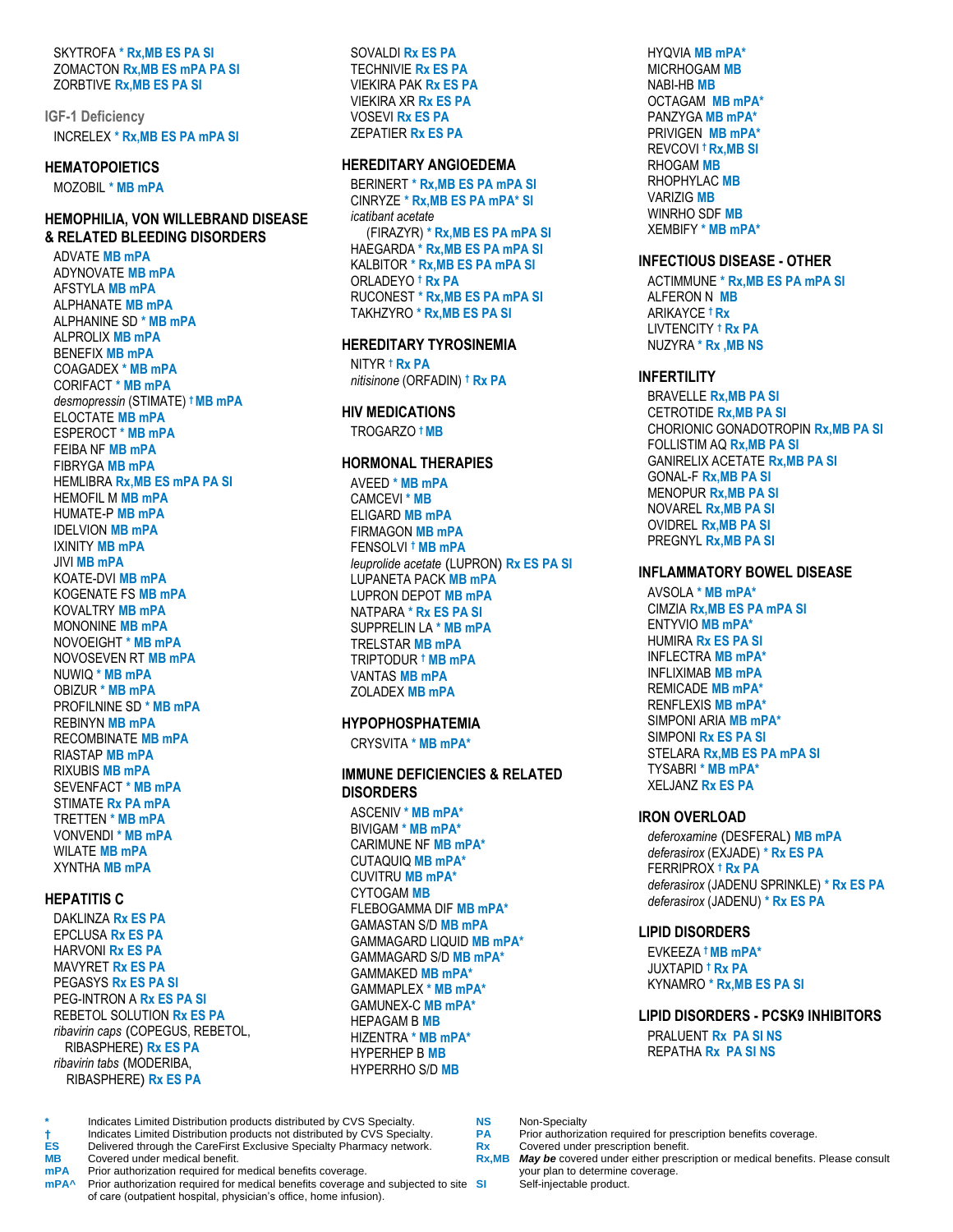SKYTROFA * Rx,MB ES PA SI
ZOMACTON Rx,MB ES mPA PA SI
ZORBTIVE Rx,MB ES PA SI

### IGF-1 Deficiency

INCRELEX * Rx,MB ES PA mPA SI

## HEMATOPOIETICS

MOZOBIL * MB mPA

## HEMOPHILIA, VON WILLEBRAND DISEASE & RELATED BLEEDING DISORDERS

ADVATE MB mPA
ADYNOVATE MB mPA
AFSTYLA MB mPA
ALPHANATE MB mPA
ALPHANINE SD * MB mPA
ALPROLIX MB mPA
BENEFIX MB mPA
COAGADEX * MB mPA
CORIFACT * MB mPA
*desmopressin* (STIMATE) † MB mPA
ELOCTATE MB mPA
ESPEROCT * MB mPA
FEIBA NF MB mPA
FIBRYGA MB mPA
HEMLIBRA Rx,MB ES mPA PA SI
HEMOFIL M MB mPA
HUMATE-P MB mPA
IDELVION MB mPA
IXINITY MB mPA
JIVI MB mPA
KOATE-DVI MB mPA
KOGENATE FS MB mPA
KOVALTRY MB mPA
MONONINE MB mPA
NOVOEIGHT * MB mPA
NOVOSEVEN RT MB mPA
NUWIQ * MB mPA
OBIZUR * MB mPA
PROFILNINE SD * MB mPA
REBINYN MB mPA
RECOMBINATE MB mPA
RIASTAP MB mPA
RIXUBIS MB mPA
SEVENFACT * MB mPA
STIMATE Rx PA mPA
TRETTEN * MB mPA
VONVENDI * MB mPA
WILATE MB mPA
XYNTHA MB mPA

## HEPATITIS C

DAKLINZA Rx ES PA
EPCLUSA Rx ES PA
HARVONI Rx ES PA
MAVYRET Rx ES PA
PEGASYS Rx ES PA SI
PEG-INTRON A Rx ES PA SI
REBETOL SOLUTION Rx ES PA
*ribavirin caps* (COPEGUS, REBETOL, RIBASPHERE) Rx ES PA
*ribavirin tabs* (MODERIBA, RIBASPHERE) Rx ES PA
SOVALDI Rx ES PA
TECHNIVIE Rx ES PA
VIEKIRA PAK Rx ES PA
VIEKIRA XR Rx ES PA
VOSEVI Rx ES PA
ZEPATIER Rx ES PA

## HEREDITARY ANGIOEDEMA

BERINERT * Rx,MB ES PA mPA SI
CINRYZE * Rx,MB ES PA mPA* SI
*icatibant acetate* (FIRAZYR) * Rx,MB ES PA mPA SI
HAEGARDA * Rx,MB ES PA mPA SI
KALBITOR * Rx,MB ES PA mPA SI
ORLADEYO † Rx PA
RUCONEST * Rx,MB ES PA mPA SI
TAKHZYRO * Rx,MB ES PA SI

## HEREDITARY TYROSINEMIA

NITYR † Rx PA
*nitisinone* (ORFADIN) † Rx PA

## HIV MEDICATIONS

TROGARZO † MB

## HORMONAL THERAPIES

AVEED * MB mPA
CAMCEVI * MB
ELIGARD MB mPA
FIRMAGON MB mPA
FENSOLVI † MB mPA
*leuprolide acetate* (LUPRON) Rx ES PA SI
LUPANETA PACK MB mPA
LUPRON DEPOT MB mPA
NATPARA * Rx ES PA SI
SUPPRELIN LA * MB mPA
TRELSTAR MB mPA
TRIPTODUR † MB mPA
VANTAS MB mPA
ZOLADEX MB mPA

## HYPOPHOSPHATEMIA

CRYSVITA * MB mPA*

## IMMUNE DEFICIENCIES & RELATED DISORDERS

ASCENIV * MB mPA*
BIVIGAM * MB mPA*
CARIMUNE NF MB mPA*
CUTAQUIQ MB mPA*
CUVITRU MB mPA*
CYTOGAM MB
FLEBOGAMMA DIF MB mPA*
GAMASTAN S/D MB mPA
GAMMAGARD LIQUID MB mPA*
GAMMAGARD S/D MB mPA*
GAMMAKED MB mPA*
GAMMAPLEX * MB mPA*
GAMUNEX-C MB mPA*
HEPAGAM B MB
HIZENTRA * MB mPA*
HYPERHEP B MB
HYPERRHO S/D MB
HYQVIA MB mPA*
MICRHOGAM MB
NABI-HB MB
OCTAGAM MB mPA*
PANZYGA MB mPA*
PRIVIGEN MB mPA*
REVCOVI † Rx,MB SI
RHOGAM MB
RHOPHYLAC MB
VARIZIG MB
WINRHO SDF MB
XEMBIFY * MB mPA*

## INFECTIOUS DISEASE - OTHER

ACTIMMUNE * Rx,MB ES PA mPA SI
ALFERON N MB
ARIKAYCE † Rx
LIVTENCITY † Rx PA
NUZYRA * Rx ,MB NS

## INFERTILITY

BRAVELLE Rx,MB PA SI
CETROTIDE Rx,MB PA SI
CHORIONIC GONADOTROPIN Rx,MB PA SI
FOLLISTIM AQ Rx,MB PA SI
GANIRELIX ACETATE Rx,MB PA SI
GONAL-F Rx,MB PA SI
MENOPUR Rx,MB PA SI
NOVAREL Rx,MB PA SI
OVIDREL Rx,MB PA SI
PREGNYL Rx,MB PA SI

## INFLAMMATORY BOWEL DISEASE

AVSOLA * MB mPA*
CIMZIA Rx,MB ES PA mPA SI
ENTYVIO MB mPA*
HUMIRA Rx ES PA SI
INFLECTRA MB mPA*
INFLIXIMAB MB mPA
REMICADE MB mPA*
RENFLEXIS MB mPA*
SIMPONI ARIA MB mPA*
SIMPONI Rx ES PA SI
STELARA Rx,MB ES PA mPA SI
TYSABRI * MB mPA*
XELJANZ Rx ES PA

## IRON OVERLOAD

*deferoxamine* (DESFERAL) MB mPA
*deferasirox* (EXJADE) * Rx ES PA
FERRIPROX † Rx PA
*deferasirox* (JADENU SPRINKLE) * Rx ES PA
*deferasirox* (JADENU) * Rx ES PA

## LIPID DISORDERS

EVKEEZA † MB mPA*
JUXTAPID † Rx PA
KYNAMRO * Rx,MB ES PA SI

## LIPID DISORDERS - PCSK9 INHIBITORS

PRALUENT Rx PA SI NS
REPATHA Rx PA SI NS

---

| | |
|---|---|
| * | Indicates Limited Distribution products distributed by CVS Specialty. |
| † | Indicates Limited Distribution products not distributed by CVS Specialty. |
| ES | Delivered through the CareFirst Exclusive Specialty Pharmacy network. |
| MB | Covered under medical benefit. |
| mPA | Prior authorization required for medical benefits coverage. |
| mPA^ | Prior authorization required for medical benefits coverage and subjected to site of care (outpatient hospital, physician's office, home infusion). |
| NS | Non-Specialty |
| PA | Prior authorization required for prescription benefits coverage. |
| Rx | Covered under prescription benefit. |
| Rx,MB | ***May be*** covered under either prescription or medical benefits. Please consult your plan to determine coverage. |
| SI | Self-injectable product. |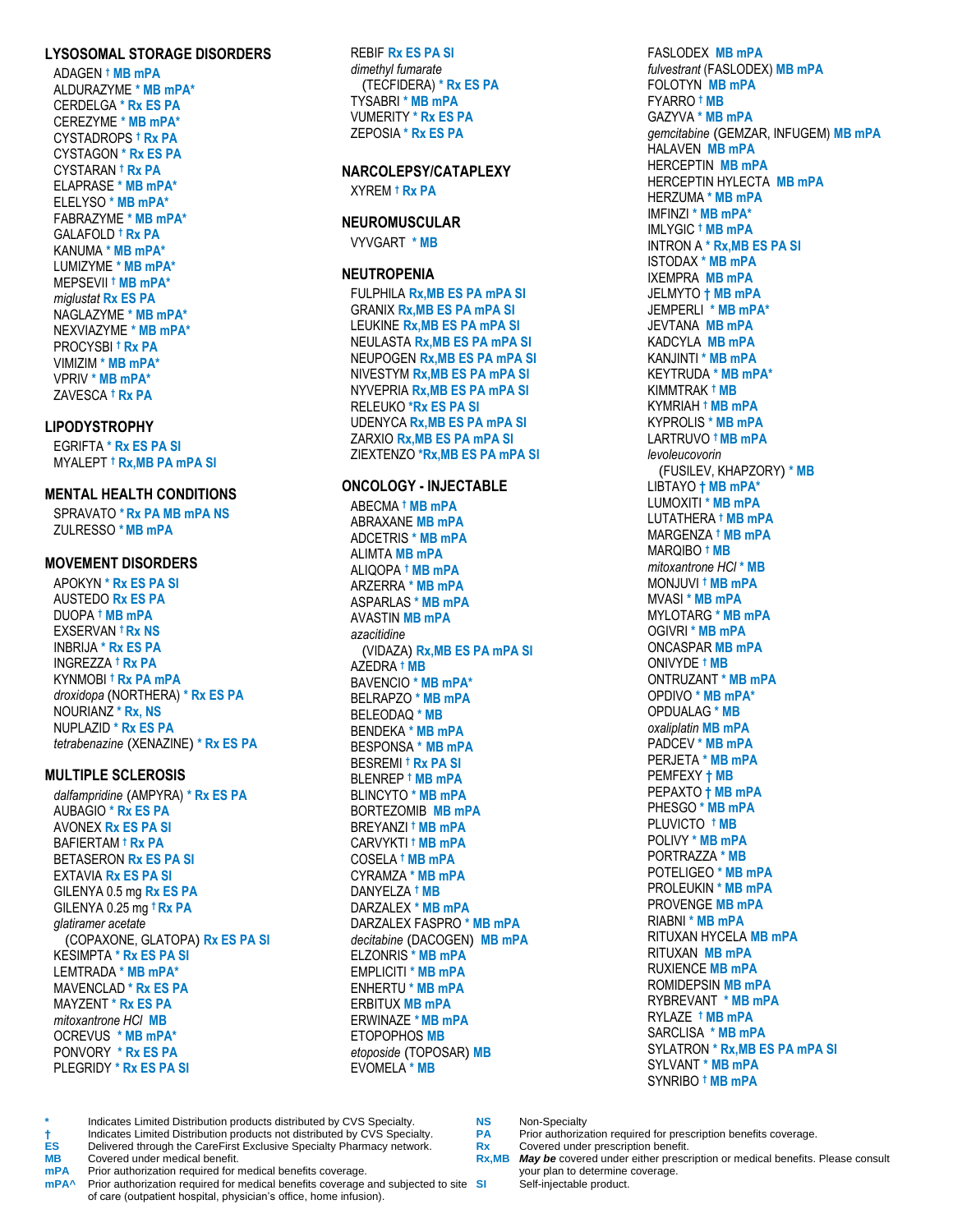## LYSOSOMAL STORAGE DISORDERS

ADAGEN † MB mPA
ALDURAZYME * MB mPA*
CERDELGA * Rx ES PA
CEREZYME * MB mPA*
CYSTADROPS † Rx PA
CYSTAGON * Rx ES PA
CYSTARAN † Rx PA
ELAPRASE * MB mPA*
ELELYSO * MB mPA*
FABRAZYME * MB mPA*
GALAFOLD † Rx PA
KANUMA * MB mPA*
LUMIZYME * MB mPA*
MEPSEVII † MB mPA*
*miglustat* Rx ES PA
NAGLAZYME * MB mPA*
NEXVIAZYME * MB mPA*
PROCYSBI † Rx PA
VIMIZIM * MB mPA*
VPRIV * MB mPA*
ZAVESCA † Rx PA

## LIPODYSTROPHY

EGRIFTA * Rx ES PA SI
MYALEPT † Rx,MB PA mPA SI

## MENTAL HEALTH CONDITIONS

SPRAVATO * Rx PA MB mPA NS
ZULRESSO * MB mPA

## MOVEMENT DISORDERS

APOKYN * Rx ES PA SI
AUSTEDO Rx ES PA
DUOPA † MB mPA
EXSERVAN † Rx NS
INBRIJA * Rx ES PA
INGREZZA † Rx PA
KYNMOBI † Rx PA mPA
*droxidopa* (NORTHERA) * Rx ES PA
NOURIANZ * Rx, NS
NUPLAZID * Rx ES PA
*tetrabenazine* (XENAZINE) * Rx ES PA

## MULTIPLE SCLEROSIS

*dalfampridine* (AMPYRA) * Rx ES PA
AUBAGIO * Rx ES PA
AVONEX Rx ES PA SI
BAFIERTAM † Rx PA
BETASERON Rx ES PA SI
EXTAVIA Rx ES PA SI
GILENYA 0.5 mg Rx ES PA
GILENYA 0.25 mg † Rx PA
*glatiramer acetate* (COPAXONE, GLATOPA) Rx ES PA SI
KESIMPTA * Rx ES PA SI
LEMTRADA * MB mPA*
MAVENCLAD * Rx ES PA
MAYZENT * Rx ES PA
*mitoxantrone HCl* MB
OCREVUS * MB mPA*
PONVORY * Rx ES PA
PLEGRIDY * Rx ES PA SI
REBIF Rx ES PA SI
*dimethyl fumarate* (TECFIDERA) * Rx ES PA
TYSABRI * MB mPA
VUMERITY * Rx ES PA
ZEPOSIA * Rx ES PA

## NARCOLEPSY/CATAPLEXY

XYREM † Rx PA

## NEUROMUSCULAR

VYVGART * MB

## NEUTROPENIA

FULPHILA Rx,MB ES PA mPA SI
GRANIX Rx,MB ES PA mPA SI
LEUKINE Rx,MB ES PA mPA SI
NEULASTA Rx,MB ES PA mPA SI
NEUPOGEN Rx,MB ES PA mPA SI
NIVESTYM Rx,MB ES PA mPA SI
NYVEPRIA Rx,MB ES PA mPA SI
RELEUKO *Rx ES PA SI
UDENYCA Rx,MB ES PA mPA SI
ZARXIO Rx,MB ES PA mPA SI
ZIEXTENZO *Rx,MB ES PA mPA SI

## ONCOLOGY - INJECTABLE

ABECMA † MB mPA
ABRAXANE MB mPA
ADCETRIS * MB mPA
ALIMTA MB mPA
ALIQOPA † MB mPA
ARZERRA * MB mPA
ASPARLAS * MB mPA
AVASTIN MB mPA
*azacitidine* (VIDAZA) Rx,MB ES PA mPA SI
AZEDRA † MB
BAVENCIO * MB mPA*
BELRAPZO * MB mPA
BELEODAQ * MB
BENDEKA * MB mPA
BESPONSA * MB mPA
BESREMI † Rx PA SI
BLENREP † MB mPA
BLINCYTO * MB mPA
BORTEZOMIB MB mPA
BREYANZI † MB mPA
CARVYKTI † MB mPA
COSELA † MB mPA
CYRAMZA * MB mPA
DANYELZA † MB
DARZALEX * MB mPA
DARZALEX FASPRO * MB mPA
*decitabine* (DACOGEN) MB mPA
ELZONRIS * MB mPA
EMPLICITI * MB mPA
ENHERTU * MB mPA
ERBITUX MB mPA
ERWINAZE * MB mPA
ETOPOPHOS MB
*etoposide* (TOPOSAR) MB
EVOMELA * MB
FASLODEX MB mPA
*fulvestrant* (FASLODEX) MB mPA
FOLOTYN MB mPA
FYARRO † MB
GAZYVA * MB mPA
*gemcitabine* (GEMZAR, INFUGEM) MB mPA
HALAVEN MB mPA
HERCEPTIN MB mPA
HERCEPTIN HYLECTA MB mPA
HERZUMA * MB mPA
IMFINZI * MB mPA*
IMLYGIC † MB mPA
INTRON A * Rx,MB ES PA SI
ISTODAX * MB mPA
IXEMPRA MB mPA
JELMYTO † MB mPA
JEMPERLI * MB mPA*
JEVTANA MB mPA
KADCYLA MB mPA
KANJINTI * MB mPA
KEYTRUDA * MB mPA*
KIMMTRAK † MB
KYMRIAH † MB mPA
KYPROLIS * MB mPA
LARTRUVO † MB mPA
*levoleucovorin* (FUSILEV, KHAPZORY) * MB
LIBTAYO † MB mPA*
LUMOXITI * MB mPA
LUTATHERA † MB mPA
MARGENZA † MB mPA
MARQIBO † MB
*mitoxantrone HCl* * MB
MONJUVI † MB mPA
MVASI * MB mPA
MYLOTARG * MB mPA
OGIVRI * MB mPA
ONCASPAR MB mPA
ONIVYDE † MB
ONTRUZANT * MB mPA
OPDIVO * MB mPA*
OPDUALAG * MB
*oxaliplatin* MB mPA
PADCEV * MB mPA
PERJETA * MB mPA
PEMFEXY † MB
PEPAXTO † MB mPA
PHESGO * MB mPA
PLUVICTO † MB
POLIVY * MB mPA
PORTRAZZA * MB
POTELIGEO * MB mPA
PROLEUKIN * MB mPA
PROVENGE MB mPA
RIABNI * MB mPA
RITUXAN HYCELA MB mPA
RITUXAN MB mPA
RUXIENCE MB mPA
ROMIDEPSIN MB mPA
RYBREVANT * MB mPA
RYLAZE † MB mPA
SARCLISA * MB mPA
SYLATRON * Rx,MB ES PA mPA SI
SYLVANT * MB mPA
SYNRIBO † MB mPA

---

| | | | |
|---|---|---|---|
| * | Indicates Limited Distribution products distributed by CVS Specialty. | NS | Non-Specialty |
| † | Indicates Limited Distribution products not distributed by CVS Specialty. | PA | Prior authorization required for prescription benefits coverage. |
| ES | Delivered through the CareFirst Exclusive Specialty Pharmacy network. | Rx | Covered under prescription benefit. |
| MB | Covered under medical benefit. | Rx,MB | ***May be*** covered under either prescription or medical benefits. Please consult your plan to determine coverage. |
| mPA | Prior authorization required for medical benefits coverage. | SI | Self-injectable product. |
| mPA^ | Prior authorization required for medical benefits coverage and subjected to site of care (outpatient hospital, physician's office, home infusion). | | |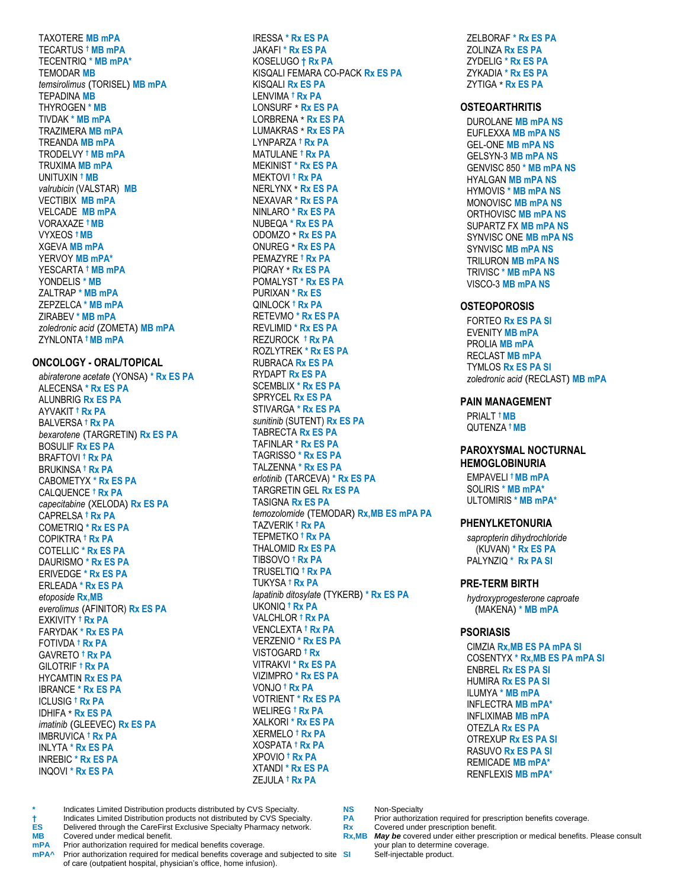TAXOTERE MB mPA
TECARTUS † MB mPA
TECENTRIQ * MB mPA*
TEMODAR MB
*temsirolimus* (TORISEL) MB mPA
TEPADINA MB
THYROGEN * MB
TIVDAK * MB mPA
TRAZIMERA MB mPA
TREANDA MB mPA
TRODELVY † MB mPA
TRUXIMA MB mPA
UNITUXIN † MB
*valrubicin* (VALSTAR) MB
VECTIBIX MB mPA
VELCADE MB mPA
VORAXAZE † MB
VYXEOS † MB
XGEVA MB mPA
YERVOY MB mPA*
YESCARTA † MB mPA
YONDELIS * MB
ZALTRAP * MB mPA
ZEPZELCA * MB mPA
ZIRABEV * MB mPA
*zoledronic acid* (ZOMETA) MB mPA
ZYNLONTA † MB mPA

## ONCOLOGY - ORAL/TOPICAL

*abiraterone acetate* (YONSA) * Rx ES PA
ALECENSA * Rx ES PA
ALUNBRIG Rx ES PA
AYVAKIT † Rx PA
BALVERSA † Rx PA
*bexarotene* (TARGRETIN) Rx ES PA
BOSULIF Rx ES PA
BRAFTOVI † Rx PA
BRUKINSA † Rx PA
CABOMETYX * Rx ES PA
CALQUENCE † Rx PA
*capecitabine* (XELODA) Rx ES PA
CAPRELSA † Rx PA
COMETRIQ * Rx ES PA
COPIKTRA † Rx PA
COTELLIC * Rx ES PA
DAURISMO * Rx ES PA
ERIVEDGE * Rx ES PA
ERLEADA * Rx ES PA
*etoposide* Rx,MB
*everolimus* (AFINITOR) Rx ES PA
EXKIVITY † Rx PA
FARYDAK * Rx ES PA
FOTIVDA † Rx PA
GAVRETO † Rx PA
GILOTRIF † Rx PA
HYCAMTIN Rx ES PA
IBRANCE * Rx ES PA
ICLUSIG † Rx PA
IDHIFA * Rx ES PA
*imatinib* (GLEEVEC) Rx ES PA
IMBRUVICA † Rx PA
INLYTA * Rx ES PA
INREBIC * Rx ES PA
INQOVI * Rx ES PA
IRESSA * Rx ES PA
JAKAFI * Rx ES PA
KOSELUGO † Rx PA
KISQALI FEMARA CO-PACK Rx ES PA
KISQALI Rx ES PA
LENVIMA † Rx PA
LONSURF * Rx ES PA
LORBRENA * Rx ES PA
LUMAKRAS * Rx ES PA
LYNPARZA † Rx PA
MATULANE † Rx PA
MEKINIST * Rx ES PA
MEKTOVI † Rx PA
NERLYNX * Rx ES PA
NEXAVAR * Rx ES PA
NINLARO * Rx ES PA
NUBEQA * Rx ES PA
ODOMZO * Rx ES PA
ONUREG * Rx ES PA
PEMAZYRE † Rx PA
PIQRAY * Rx ES PA
POMALYST * Rx ES PA
PURIXAN * Rx ES
QINLOCK † Rx PA
RETEVMO * Rx ES PA
REVLIMID * Rx ES PA
REZUROCK † Rx PA
ROZLYTREK * Rx ES PA
RUBRACA Rx ES PA
RYDAPT Rx ES PA
SCEMBLIX * Rx ES PA
SPRYCEL Rx ES PA
STIVARGA * Rx ES PA
*sunitinib* (SUTENT) Rx ES PA
TABRECTA Rx ES PA
TAFINLAR * Rx ES PA
TAGRISSO * Rx ES PA
TALZENNA * Rx ES PA
*erlotinib* (TARCEVA) * Rx ES PA
TARGRETIN GEL Rx ES PA
TASIGNA Rx ES PA
*temozolomide* (TEMODAR) Rx,MB ES mPA PA
TAZVERIK † Rx PA
TEPMETKO † Rx PA
THALOMID Rx ES PA
TIBSOVO † Rx PA
TRUSELTIQ † Rx PA
TUKYSA † Rx PA
*lapatinib ditosylate* (TYKERB) * Rx ES PA
UKONIQ † Rx PA
VALCHLOR † Rx PA
VENCLEXTA † Rx PA
VERZENIO * Rx ES PA
VISTOGARD † Rx
VITRAKVI * Rx ES PA
VIZIMPRO * Rx ES PA
VONJO † Rx PA
VOTRIENT * Rx ES PA
WELIREG † Rx PA
XALKORI * Rx ES PA
XERMELO † Rx PA
XOSPATA † Rx PA
XPOVIO † Rx PA
XTANDI * Rx ES PA
ZEJULA † Rx PA
ZELBORAF * Rx ES PA
ZOLINZA Rx ES PA
ZYDELIG * Rx ES PA
ZYKADIA * Rx ES PA
ZYTIGA * Rx ES PA

## OSTEOARTHRITIS

DUROLANE MB mPA NS
EUFLEXXA MB mPA NS
GEL-ONE MB mPA NS
GELSYN-3 MB mPA NS
GENVISC 850 * MB mPA NS
HYALGAN MB mPA NS
HYMOVIS * MB mPA NS
MONOVISC MB mPA NS
ORTHOVISC MB mPA NS
SUPARTZ FX MB mPA NS
SYNVISC ONE MB mPA NS
SYNVISC MB mPA NS
TRILURON MB mPA NS
TRIVISC * MB mPA NS
VISCO-3 MB mPA NS

## OSTEOPOROSIS

FORTEO Rx ES PA SI
EVENITY MB mPA
PROLIA MB mPA
RECLAST MB mPA
TYMLOS Rx ES PA SI
*zoledronic acid* (RECLAST) MB mPA

## PAIN MANAGEMENT

PRIALT † MB
QUTENZA † MB

## PAROXYSMAL NOCTURNAL HEMOGLOBINURIA

EMPAVELI † MB mPA
SOLIRIS * MB mPA*
ULTOMIRIS * MB mPA*

## PHENYLKETONURIA

*sapropterin dihydrochloride* (KUVAN) * Rx ES PA
PALYNZIQ * Rx PA SI

## PRE-TERM BIRTH

*hydroxyprogesterone caproate* (MAKENA) * MB mPA

## PSORIASIS

CIMZIA Rx,MB ES PA mPA SI
COSENTYX * Rx,MB ES PA mPA SI
ENBREL Rx ES PA SI
HUMIRA Rx ES PA SI
ILUMYA * MB mPA
INFLECTRA MB mPA*
INFLIXIMAB MB mPA
OTEZLA Rx ES PA
OTREXUP Rx ES PA SI
RASUVO Rx ES PA SI
REMICADE MB mPA*
RENFLEXIS MB mPA*

| | | | |
|---|---|---|---|
| * | Indicates Limited Distribution products distributed by CVS Specialty. | NS | Non-Specialty |
| † | Indicates Limited Distribution products not distributed by CVS Specialty. | PA | Prior authorization required for prescription benefits coverage. |
| ES | Delivered through the CareFirst Exclusive Specialty Pharmacy network. | Rx | Covered under prescription benefit. |
| MB | Covered under medical benefit. | Rx,MB | ***May be*** covered under either prescription or medical benefits. Please consult your plan to determine coverage. |
| mPA | Prior authorization required for medical benefits coverage. | SI | Self-injectable product. |
| mPA^ | Prior authorization required for medical benefits coverage and subjected to site of care (outpatient hospital, physician's office, home infusion). | | |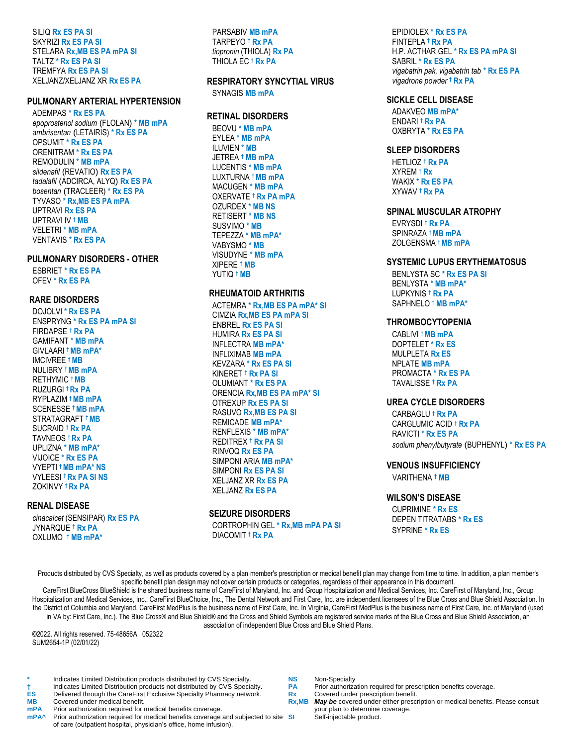SILIQ Rx ES PA SI
SKYRIZI Rx ES PA SI
STELARA Rx,MB ES PA mPA SI
TALTZ * Rx ES PA SI
TREMFYA Rx ES PA SI
XELJANZ/XELJANZ XR Rx ES PA

## PULMONARY ARTERIAL HYPERTENSION

ADEMPAS * Rx ES PA
*epoprostenol sodium* (FLOLAN) * MB mPA
*ambrisentan* (LETAIRIS) * Rx ES PA
OPSUMIT * Rx ES PA
ORENITRAM * Rx ES PA
REMODULIN * MB mPA
*sildenafil* (REVATIO) Rx ES PA
*tadalafil* (ADCIRCA, ALYQ) Rx ES PA
*bosentan* (TRACLEER) * Rx ES PA
TYVASO * Rx,MB ES PA mPA
UPTRAVI Rx ES PA
UPTRAVI IV † MB
VELETRI * MB mPA
VENTAVIS * Rx ES PA

## PULMONARY DISORDERS - OTHER

ESBRIET * Rx ES PA
OFEV * Rx ES PA

## RARE DISORDERS

DOJOLVI * Rx ES PA
ENSPRYNG * Rx ES PA mPA SI
FIRDAPSE † Rx PA
GAMIFANT * MB mPA
GIVLAARI † MB mPA*
IMCIVREE † MB
NULIBRY † MB mPA
RETHYMIC † MB
RUZURGI † Rx PA
RYPLAZIM † MB mPA
SCENESSE † MB mPA
STRATAGRAFT † MB
SUCRAID † Rx PA
TAVNEOS † Rx PA
UPLIZNA * MB mPA*
VIJOICE * Rx ES PA
VYEPTI † MB mPA* NS
VYLEESI † Rx PA SI NS
ZOKINVY † Rx PA

## RENAL DISEASE

*cinacalcet* (SENSIPAR) Rx ES PA
JYNARQUE † Rx PA
OXLUMO † MB mPA*

PARSABIV MB mPA
TARPEYO † Rx PA
*tiopronin* (THIOLA) Rx PA
THIOLA EC † Rx PA

## RESPIRATORY SYNCYTIAL VIRUS

SYNAGIS MB mPA

## RETINAL DISORDERS

BEOVU * MB mPA
EYLEA * MB mPA
ILUVIEN * MB
JETREA † MB mPA
LUCENTIS * MB mPA
LUXTURNA † MB mPA
MACUGEN * MB mPA
OXERVATE † Rx PA mPA
OZURDEX * MB NS
RETISERT * MB NS
SUSVIMO * MB
TEPEZZA * MB mPA*
VABYSMO * MB
VISUDYNE * MB mPA
XIPERE † MB
YUTIQ † MB

## RHEUMATOID ARTHRITIS

ACTEMRA * Rx,MB ES PA mPA* SI
CIMZIA Rx,MB ES PA mPA SI
ENBREL Rx ES PA SI
HUMIRA Rx ES PA SI
INFLECTRA MB mPA*
INFLIXIMAB MB mPA
KEVZARA * Rx ES PA SI
KINERET † Rx PA SI
OLUMIANT * Rx ES PA
ORENCIA Rx,MB ES PA mPA* SI
OTREXUP Rx ES PA SI
RASUVO Rx,MB ES PA SI
REMICADE MB mPA*
RENFLEXIS * MB mPA*
REDITREX † Rx PA SI
RINVOQ Rx ES PA
SIMPONI ARIA MB mPA*
SIMPONI Rx ES PA SI
XELJANZ XR Rx ES PA
XELJANZ Rx ES PA

## SEIZURE DISORDERS

CORTROPHIN GEL * Rx,MB mPA PA SI
DIACOMIT † Rx PA
EPIDIOLEX * Rx ES PA
FINTEPLA † Rx PA
H.P. ACTHAR GEL * Rx ES PA mPA SI
SABRIL * Rx ES PA
*vigabatrin pak, vigabatrin tab* * Rx ES PA
*vigadrone powder* † Rx PA

## SICKLE CELL DISEASE

ADAKVEO MB mPA*
ENDARI † Rx PA
OXBRYTA * Rx ES PA

## SLEEP DISORDERS

HETLIOZ † Rx PA
XYREM † Rx
WAKIX * Rx ES PA
XYWAV † Rx PA

## SPINAL MUSCULAR ATROPHY

EVRYSDI † Rx PA
SPINRAZA † MB mPA
ZOLGENSMA † MB mPA

## SYSTEMIC LUPUS ERYTHEMATOSUS

BENLYSTA SC * Rx ES PA SI
BENLYSTA * MB mPA*
LUPKYNIS † Rx PA
SAPHNELO † MB mPA*

## THROMBOCYTOPENIA

CABLIVI † MB mPA
DOPTELET * Rx ES
MULPLETA Rx ES
NPLATE MB mPA
PROMACTA * Rx ES PA
TAVALISSE † Rx PA

## UREA CYCLE DISORDERS

CARBAGLU † Rx PA
CARGLUMIC ACID † Rx PA
RAVICTI * Rx ES PA
*sodium phenylbutyrate* (BUPHENYL) * Rx ES PA

## VENOUS INSUFFICIENCY

VARITHENA † MB

## WILSON'S DISEASE

CUPRIMINE * Rx ES
DEPEN TITRATABS * Rx ES
SYPRINE * Rx ES

Products distributed by CVS Specialty, as well as products covered by a plan member's prescription or medical benefit plan may change from time to time. In addition, a plan member's specific benefit plan design may not cover certain products or categories, regardless of their appearance in this document.

CareFirst BlueCross BlueShield is the shared business name of CareFirst of Maryland, Inc. and Group Hospitalization and Medical Services, Inc. CareFirst of Maryland, Inc., Group Hospitalization and Medical Services, Inc., CareFirst BlueChoice, Inc., The Dental Network and First Care, Inc. are independent licensees of the Blue Cross and Blue Shield Association. In the District of Columbia and Maryland, CareFirst MedPlus is the business name of First Care, Inc. In Virginia, CareFirst MedPlus is the business name of First Care, Inc. of Maryland (used in VA by: First Care, Inc.). The Blue Cross® and Blue Shield® and the Cross and Shield Symbols are registered service marks of the Blue Cross and Blue Shield Association, an association of independent Blue Cross and Blue Shield Plans.

©2022. All rights reserved. 75-48656A 052322
SUM2654-1P (02/01/22)

| | |
|---|---|
| * | Indicates Limited Distribution products distributed by CVS Specialty. |
| † | Indicates Limited Distribution products not distributed by CVS Specialty. |
| ES | Delivered through the CareFirst Exclusive Specialty Pharmacy network. |
| MB | Covered under medical benefit. |
| mPA | Prior authorization required for medical benefits coverage. |
| mPA^ | Prior authorization required for medical benefits coverage and subjected to site of care (outpatient hospital, physician's office, home infusion). |
| NS | Non-Specialty |
| PA | Prior authorization required for prescription benefits coverage. |
| Rx | Covered under prescription benefit. |
| Rx,MB | ***May be*** covered under either prescription or medical benefits. Please consult your plan to determine coverage. |
| SI | Self-injectable product. |